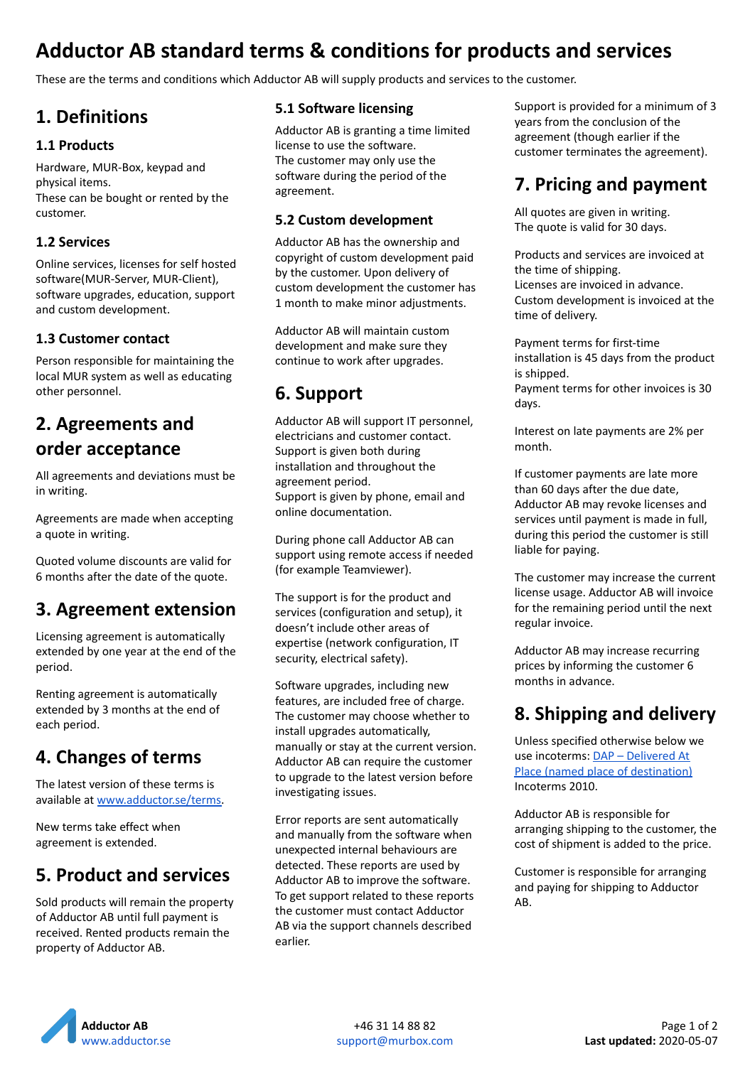# Adductor AB standard terms & conditions for products and services

These are the terms and conditions which Adductor AB will supply products and services to the customer.

## 1. Definitions

### 1.1 Products

Hardware, MUR-Box, keypad and physical items.
These can be bought or rented by the customer.

### 1.2 Services

Online services, licenses for self hosted software(MUR-Server, MUR-Client), software upgrades, education, support and custom development.

### 1.3 Customer contact

Person responsible for maintaining the local MUR system as well as educating other personnel.

## 2. Agreements and order acceptance

All agreements and deviations must be in writing.

Agreements are made when accepting a quote in writing.

Quoted volume discounts are valid for 6 months after the date of the quote.

## 3. Agreement extension

Licensing agreement is automatically extended by one year at the end of the period.

Renting agreement is automatically extended by 3 months at the end of each period.

## 4. Changes of terms

The latest version of these terms is available at [www.adductor.se/terms](www.adductor.se/terms).

New terms take effect when agreement is extended.

## 5. Product and services

Sold products will remain the property of Adductor AB until full payment is received. Rented products remain the property of Adductor AB.

### 5.1 Software licensing

Adductor AB is granting a time limited license to use the software.
The customer may only use the software during the period of the agreement.

### 5.2 Custom development

Adductor AB has the ownership and copyright of custom development paid by the customer. Upon delivery of custom development the customer has 1 month to make minor adjustments.

Adductor AB will maintain custom development and make sure they continue to work after upgrades.

## 6. Support

Adductor AB will support IT personnel, electricians and customer contact.
Support is given both during installation and throughout the agreement period.
Support is given by phone, email and online documentation.

During phone call Adductor AB can support using remote access if needed (for example Teamviewer).

The support is for the product and services (configuration and setup), it doesn't include other areas of expertise (network configuration, IT security, electrical safety).

Software upgrades, including new features, are included free of charge.
The customer may choose whether to install upgrades automatically, manually or stay at the current version.
Adductor AB can require the customer to upgrade to the latest version before investigating issues.

Error reports are sent automatically and manually from the software when unexpected internal behaviours are detected. These reports are used by Adductor AB to improve the software.
To get support related to these reports the customer must contact Adductor AB via the support channels described earlier.

Support is provided for a minimum of 3 years from the conclusion of the agreement (though earlier if the customer terminates the agreement).

## 7. Pricing and payment

All quotes are given in writing.
The quote is valid for 30 days.

Products and services are invoiced at the time of shipping.
Licenses are invoiced in advance.
Custom development is invoiced at the time of delivery.

Payment terms for first-time installation is 45 days from the product is shipped.
Payment terms for other invoices is 30 days.

Interest on late payments are 2% per month.

If customer payments are late more than 60 days after the due date, Adductor AB may revoke licenses and services until payment is made in full, during this period the customer is still liable for paying.

The customer may increase the current license usage. Adductor AB will invoice for the remaining period until the next regular invoice.

Adductor AB may increase recurring prices by informing the customer 6 months in advance.

## 8. Shipping and delivery

Unless specified otherwise below we use incoterms: DAP – Delivered At Place (named place of destination) Incoterms 2010.

Adductor AB is responsible for arranging shipping to the customer, the cost of shipment is added to the price.

Customer is responsible for arranging and paying for shipping to Adductor AB.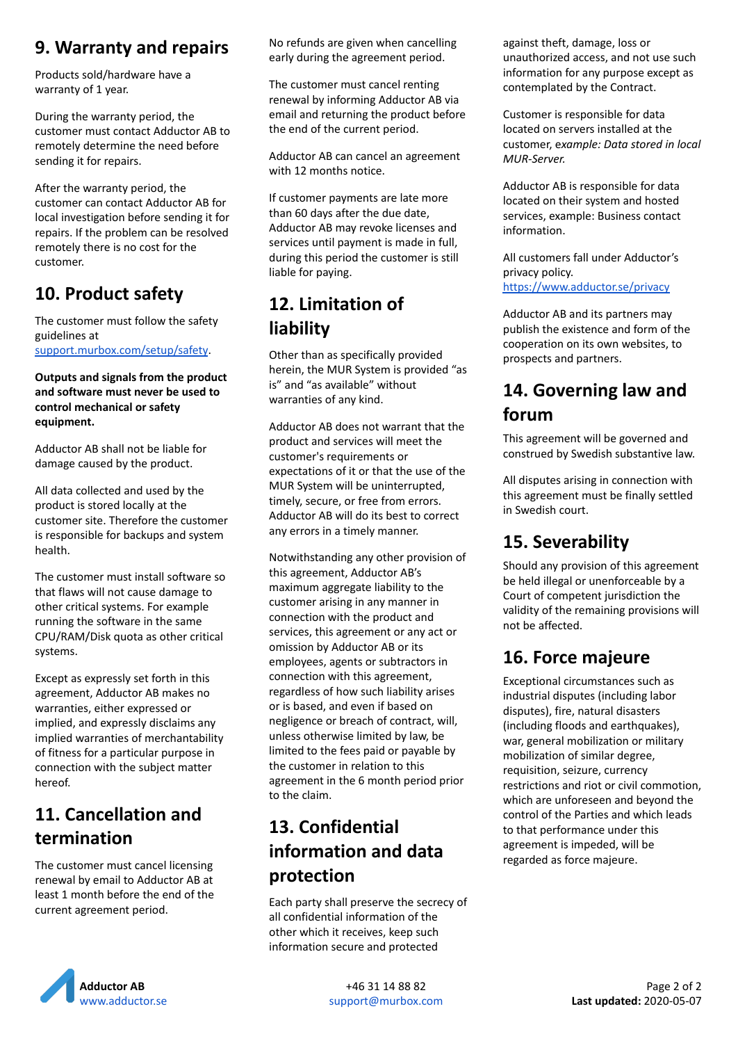## 9. Warranty and repairs

Products sold/hardware have a warranty of 1 year.

During the warranty period, the customer must contact Adductor AB to remotely determine the need before sending it for repairs.

After the warranty period, the customer can contact Adductor AB for local investigation before sending it for repairs. If the problem can be resolved remotely there is no cost for the customer.

## 10. Product safety

The customer must follow the safety guidelines at support.murbox.com/setup/safety.

**Outputs and signals from the product and software must never be used to control mechanical or safety equipment.**

Adductor AB shall not be liable for damage caused by the product.

All data collected and used by the product is stored locally at the customer site. Therefore the customer is responsible for backups and system health.

The customer must install software so that flaws will not cause damage to other critical systems. For example running the software in the same CPU/RAM/Disk quota as other critical systems.

Except as expressly set forth in this agreement, Adductor AB makes no warranties, either expressed or implied, and expressly disclaims any implied warranties of merchantability of fitness for a particular purpose in connection with the subject matter hereof.

## 11. Cancellation and termination

The customer must cancel licensing renewal by email to Adductor AB at least 1 month before the end of the current agreement period.

No refunds are given when cancelling early during the agreement period.

The customer must cancel renting renewal by informing Adductor AB via email and returning the product before the end of the current period.

Adductor AB can cancel an agreement with 12 months notice.

If customer payments are late more than 60 days after the due date, Adductor AB may revoke licenses and services until payment is made in full, during this period the customer is still liable for paying.

## 12. Limitation of liability

Other than as specifically provided herein, the MUR System is provided "as is" and "as available" without warranties of any kind.

Adductor AB does not warrant that the product and services will meet the customer's requirements or expectations of it or that the use of the MUR System will be uninterrupted, timely, secure, or free from errors. Adductor AB will do its best to correct any errors in a timely manner.

Notwithstanding any other provision of this agreement, Adductor AB's maximum aggregate liability to the customer arising in any manner in connection with the product and services, this agreement or any act or omission by Adductor AB or its employees, agents or subtractors in connection with this agreement, regardless of how such liability arises or is based, and even if based on negligence or breach of contract, will, unless otherwise limited by law, be limited to the fees paid or payable by the customer in relation to this agreement in the 6 month period prior to the claim.

## 13. Confidential information and data protection

Each party shall preserve the secrecy of all confidential information of the other which it receives, keep such information secure and protected against theft, damage, loss or unauthorized access, and not use such information for any purpose except as contemplated by the Contract.

Customer is responsible for data located on servers installed at the customer, e*xample: Data stored in local MUR-Server.*

Adductor AB is responsible for data located on their system and hosted services, example: Business contact information.

All customers fall under Adductor's privacy policy.
https://www.adductor.se/privacy

Adductor AB and its partners may publish the existence and form of the cooperation on its own websites, to prospects and partners.

## 14. Governing law and forum

This agreement will be governed and construed by Swedish substantive law.

All disputes arising in connection with this agreement must be finally settled in Swedish court.

## 15. Severability

Should any provision of this agreement be held illegal or unenforceable by a Court of competent jurisdiction the validity of the remaining provisions will not be affected.

## 16. Force majeure

Exceptional circumstances such as industrial disputes (including labor disputes), fire, natural disasters (including floods and earthquakes), war, general mobilization or military mobilization of similar degree, requisition, seizure, currency restrictions and riot or civil commotion, which are unforeseen and beyond the control of the Parties and which leads to that performance under this agreement is impeded, will be regarded as force majeure.

**Adductor AB**
www.adductor.se

+46 31 14 88 82
support@murbox.com

**Last updated:** 2020-05-07